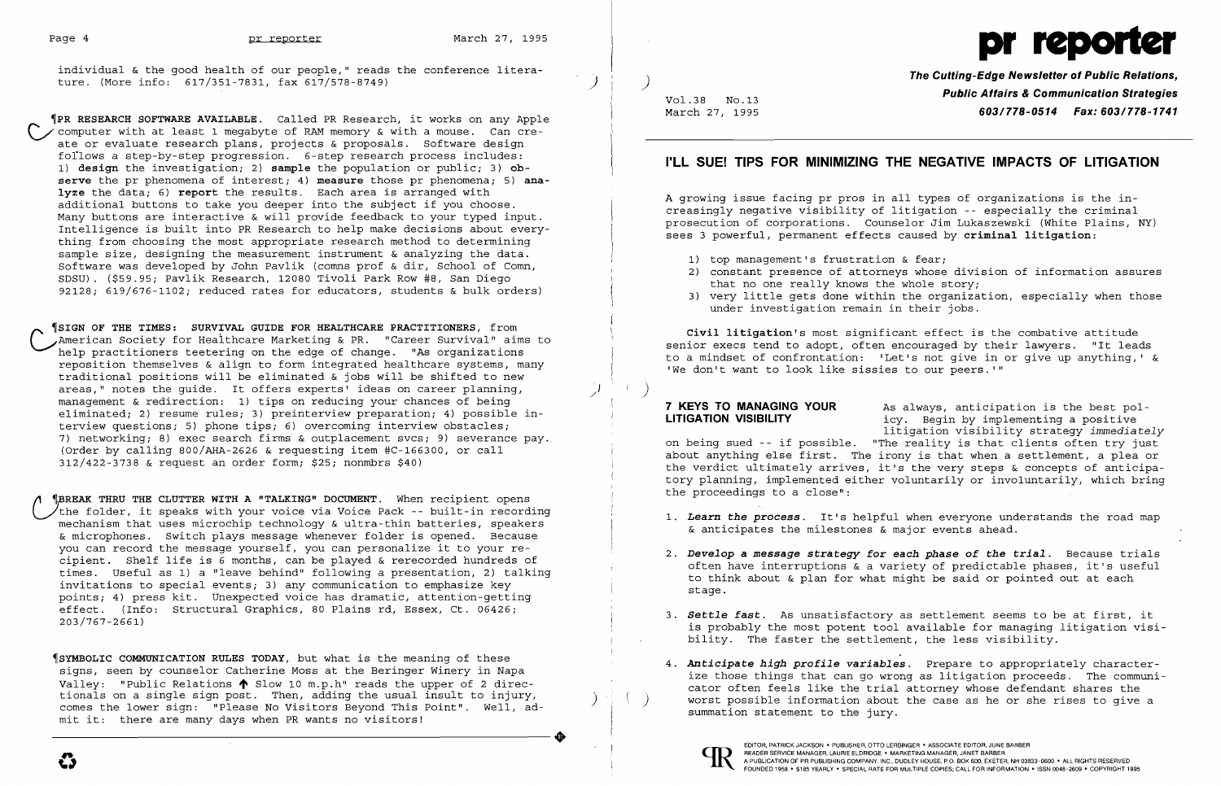individual & the good health of our people," reads the conference literature. (More info: 617/351-7831, fax 617/578-8749)

¶**PR RESEARCH SOFTWARE AVAILABLE**. Called PR Research, it works on any Apple computer with at least 1 megabyte of RAM memory & with a mouse. Can create or evaluate research plans, projects & proposals. Software design follows a step-by-step progression. 6-step research process includes: 1) **design** the investigation; 2) **sample** the population or public; 3) **observe** the pr phenomena of interest; 4) **measure** those pr phenomena; 5) **analyze** the data; 6) **report** the results. Each area is arranged with additional buttons to take you deeper into the subject if you choose. Many buttons are interactive & will provide feedback to your typed input. Intelligence is built into PR Research to help make decisions about everything from choosing the most appropriate research method to determining sample size, designing the measurement instrument & analyzing the data. Software was developed by John Pavlik (comns prof & dir, School of Comn, SDSU). ($59.95; Pavlik Research, 12080 Tivoli Park Row #8, San Diego 92128; 619/676-1102; reduced rates for educators, students & bulk orders)

¶**SIGN OF THE TIMES: SURVIVAL GUIDE FOR HEALTHCARE PRACTITIONERS**, from American Society for Healthcare Marketing & PR. "Career Survival" aims to help practitioners teetering on the edge of change. "As organizations reposition themselves & align to form integrated healthcare systems, many traditional positions will be eliminated & jobs will be shifted to new areas," notes the guide. It offers experts' ideas on career planning, management & redirection: 1) tips on reducing your chances of being eliminated; 2) resume rules; 3) preinterview preparation; 4) possible interview questions; 5) phone tips; 6) overcoming interview obstacles; 7) networking; 8) exec search firms & outplacement svcs; 9) severance pay. (Order by calling 800/AHA-2626 & requesting item #C-166300, or call 312/422-3738 & request an order form; $25; nonmbrs $40)

¶**BREAK THRU THE CLUTTER WITH A "TALKING" DOCUMENT**. When recipient opens the folder, it speaks with your voice via Voice Pack -- built-in recording mechanism that uses microchip technology & ultra-thin batteries, speakers & microphones. Switch plays message whenever folder is opened. Because you can record the message yourself, you can personalize it to your recipient. Shelf life is 6 months, can be played & rerecorded hundreds of times. Useful as 1) a "leave behind" following a presentation, 2) talking invitations to special events; 3) any communication to emphasize key points; 4) press kit. Unexpected voice has dramatic, attention-getting effect. (Info: Structural Graphics, 80 Plains rd, Essex, Ct. 06426; 203/767-2661)

¶**SYMBOLIC COMMUNICATION RULES TODAY**, but what is the meaning of these signs, seen by counselor Catherine Moss at the Beringer Winery in Napa Valley: "Public Relations ↑ Slow 10 m.p.h" reads the upper of 2 directionals on a single sign post. Then, adding the usual insult to injury, comes the lower sign: "Please No Visitors Beyond This Point". Well, admit it: there are many days when PR wants no visitors!

# pr reporter

**The Cutting-Edge Newsletter of Public Relations, Public Affairs & Communication Strategies**
**603/778-0514 Fax: 603/778-1741**

Vol.38 No.13
March 27, 1995

## I'LL SUE! TIPS FOR MINIMIZING THE NEGATIVE IMPACTS OF LITIGATION

A growing issue facing pr pros in all types of organizations is the increasingly negative visibility of litigation -- especially the criminal prosecution of corporations. Counselor Jim Lukaszewski (White Plains, NY) sees 3 powerful, permanent effects caused by **criminal litigation**:

1) top management's frustration & fear;
2) constant presence of attorneys whose division of information assures that no one really knows the whole story;
3) very little gets done within the organization, especially when those under investigation remain in their jobs.

**Civil litigation**'s most significant effect is the combative attitude senior execs tend to adopt, often encouraged by their lawyers. "It leads to a mindset of confrontation: 'Let's not give in or give up anything,' & 'We don't want to look like sissies to our peers.'"

### 7 KEYS TO MANAGING YOUR LITIGATION VISIBILITY

As always, anticipation is the best policy. Begin by implementing a positive litigation visibility strategy *immediately* on being sued -- if possible. "The reality is that clients often try just about anything else first. The irony is that when a settlement, a plea or the verdict ultimately arrives, it's the very steps & concepts of anticipatory planning, implemented either voluntarily or involuntarily, which bring the proceedings to a close":

1. ***Learn the process***. It's helpful when everyone understands the road map & anticipates the milestones & major events ahead.

2. ***Develop a message strategy for each phase of the trial***. Because trials often have interruptions & a variety of predictable phases, it's useful to think about & plan for what might be said or pointed out at each stage.

3. ***Settle fast***. As unsatisfactory as settlement seems to be at first, it is probably the most potent tool available for managing litigation visibility. The faster the settlement, the less visibility.

4. ***Anticipate high profile variables***. Prepare to appropriately characterize those things that can go wrong as litigation proceeds. The communicator often feels like the trial attorney whose defendant shares the worst possible information about the case as he or she rises to give a summation statement to the jury.

EDITOR, PATRICK JACKSON • PUBLISHER, OTTO LERBINGER • ASSOCIATE EDITOR, JUNE BARBER
READER SERVICE MANAGER, LAURIE ELDRIDGE • MARKETING MANAGER, JANET BARBER
A PUBLICATION OF PR PUBLISHING COMPANY, INC., DUDLEY HOUSE, P.O. BOX 600, EXETER, NH 03833-0600 • ALL RIGHTS RESERVED
FOUNDED 1958 • $185 YEARLY • SPECIAL RATE FOR MULTIPLE COPIES; CALL FOR INFORMATION • ISSN 0048-2609 • COPYRIGHT 1995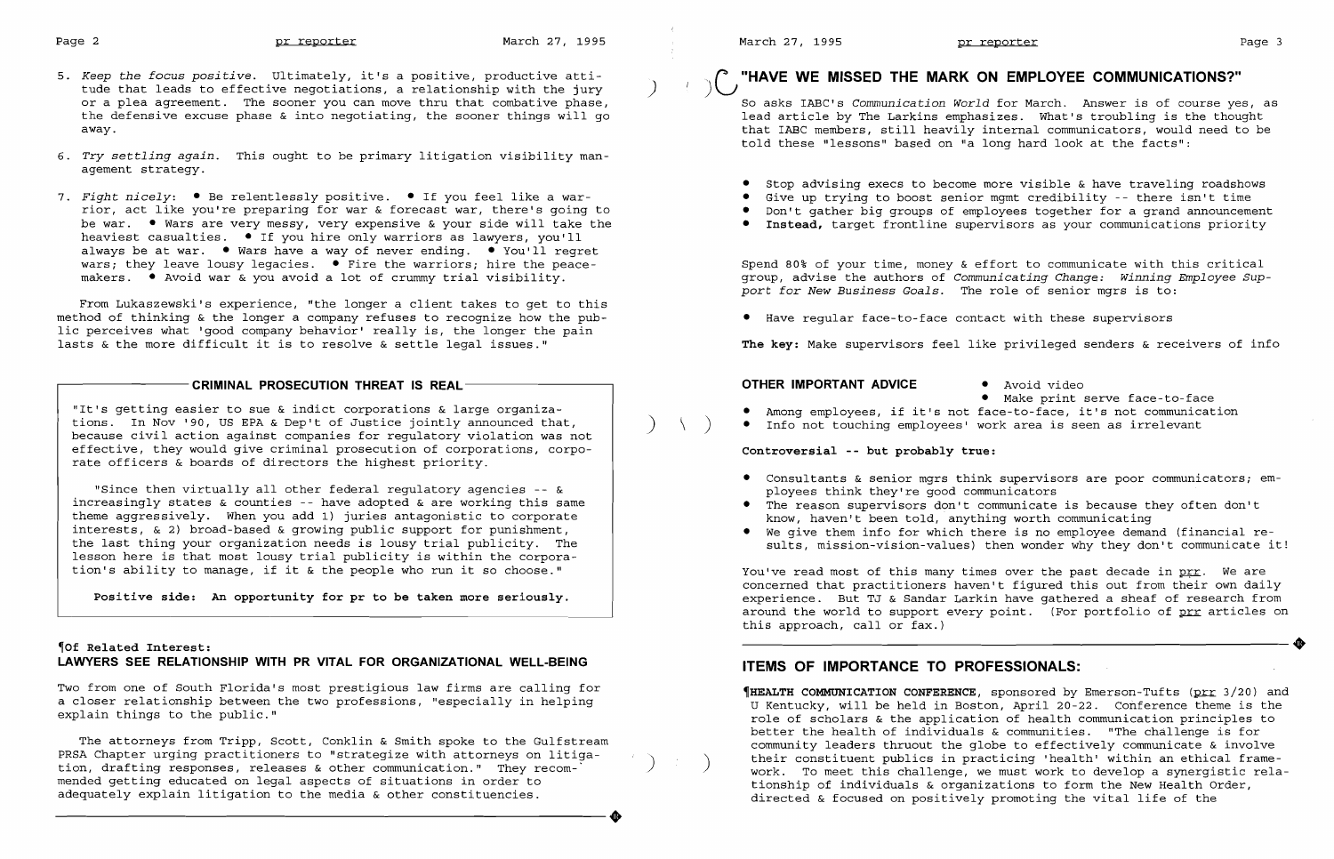5. *Keep the focus positive.* Ultimately, it's a positive, productive attitude that leads to effective negotiations, a relationship with the jury or a plea agreement. The sooner you can move thru that combative phase, the defensive excuse phase & into negotiating, the sooner things will go away.

6. *Try settling again.* This ought to be primary litigation visibility management strategy.

7. *Fight nicely:* • Be relentlessly positive. • If you feel like a warrior, act like you're preparing for war & forecast war, there's going to be war. • Wars are very messy, very expensive & your side will take the heaviest casualties. • If you hire only warriors as lawyers, you'll always be at war. • Wars have a way of never ending. • You'll regret wars; they leave lousy legacies. • Fire the warriors; hire the peacemakers. • Avoid war & you avoid a lot of crummy trial visibility.

From Lukaszewski's experience, "the longer a client takes to get to this method of thinking & the longer a company refuses to recognize how the public perceives what 'good company behavior' really is, the longer the pain lasts & the more difficult it is to resolve & settle legal issues."

## CRIMINAL PROSECUTION THREAT IS REAL

"It's getting easier to sue & indict corporations & large organizations. In Nov '90, US EPA & Dep't of Justice jointly announced that, because civil action against companies for regulatory violation was not effective, they would give criminal prosecution of corporations, corporate officers & boards of directors the highest priority.

"Since then virtually all other federal regulatory agencies -- & increasingly states & counties -- have adopted & are working this same theme aggressively. When you add 1) juries antagonistic to corporate interests, & 2) broad-based & growing public support for punishment, the last thing your organization needs is lousy trial publicity. The lesson here is that most lousy trial publicity is within the corporation's ability to manage, if it & the people who run it so choose."

**Positive side: An opportunity for pr to be taken more seriously.**

¶**Of Related Interest:**

## LAWYERS SEE RELATIONSHIP WITH PR VITAL FOR ORGANIZATIONAL WELL-BEING

Two from one of South Florida's most prestigious law firms are calling for a closer relationship between the two professions, "especially in helping explain things to the public."

The attorneys from Tripp, Scott, Conklin & Smith spoke to the Gulfstream PRSA Chapter urging practitioners to "strategize with attorneys on litigation, drafting responses, releases & other communication." They recommended getting educated on legal aspects of situations in order to adequately explain litigation to the media & other constituencies.

## "HAVE WE MISSED THE MARK ON EMPLOYEE COMMUNICATIONS?"

So asks IABC's *Communication World* for March. Answer is of course yes, as lead article by The Larkins emphasizes. What's troubling is the thought that IABC members, still heavily internal communicators, would need to be told these "lessons" based on "a long hard look at the facts":

- Stop advising execs to become more visible & have traveling roadshows
- Give up trying to boost senior mgmt credibility -- there isn't time
- Don't gather big groups of employees together for a grand announcement
- **Instead,** target frontline supervisors as your communications priority

Spend 80% of your time, money & effort to communicate with this critical group, advise the authors of *Communicating Change: Winning Employee Support for New Business Goals.* The role of senior mgrs is to:

- Have regular face-to-face contact with these supervisors

**The key:** Make supervisors feel like privileged senders & receivers of info

**OTHER IMPORTANT ADVICE**

- Avoid video
- Make print serve face-to-face
- Among employees, if it's not face-to-face, it's not communication
- Info not touching employees' work area is seen as irrelevant

**Controversial -- but probably true:**

- Consultants & senior mgrs think supervisors are poor communicators; employees think they're good communicators
- The reason supervisors don't communicate is because they often don't know, haven't been told, anything worth communicating
- We give them info for which there is no employee demand (financial results, mission-vision-values) then wonder why they don't communicate it!

You've read most of this many times over the past decade in prr. We are concerned that practitioners haven't figured this out from their own daily experience. But TJ & Sandar Larkin have gathered a sheaf of research from around the world to support every point. (For portfolio of prr articles on this approach, call or fax.)

## ITEMS OF IMPORTANCE TO PROFESSIONALS:

¶**HEALTH COMMUNICATION CONFERENCE**, sponsored by Emerson-Tufts (prr 3/20) and U Kentucky, will be held in Boston, April 20-22. Conference theme is the role of scholars & the application of health communication principles to better the health of individuals & communities. "The challenge is for community leaders thruout the globe to effectively communicate & involve their constituent publics in practicing 'health' within an ethical framework. To meet this challenge, we must work to develop a synergistic relationship of individuals & organizations to form the New Health Order, directed & focused on positively promoting the vital life of the